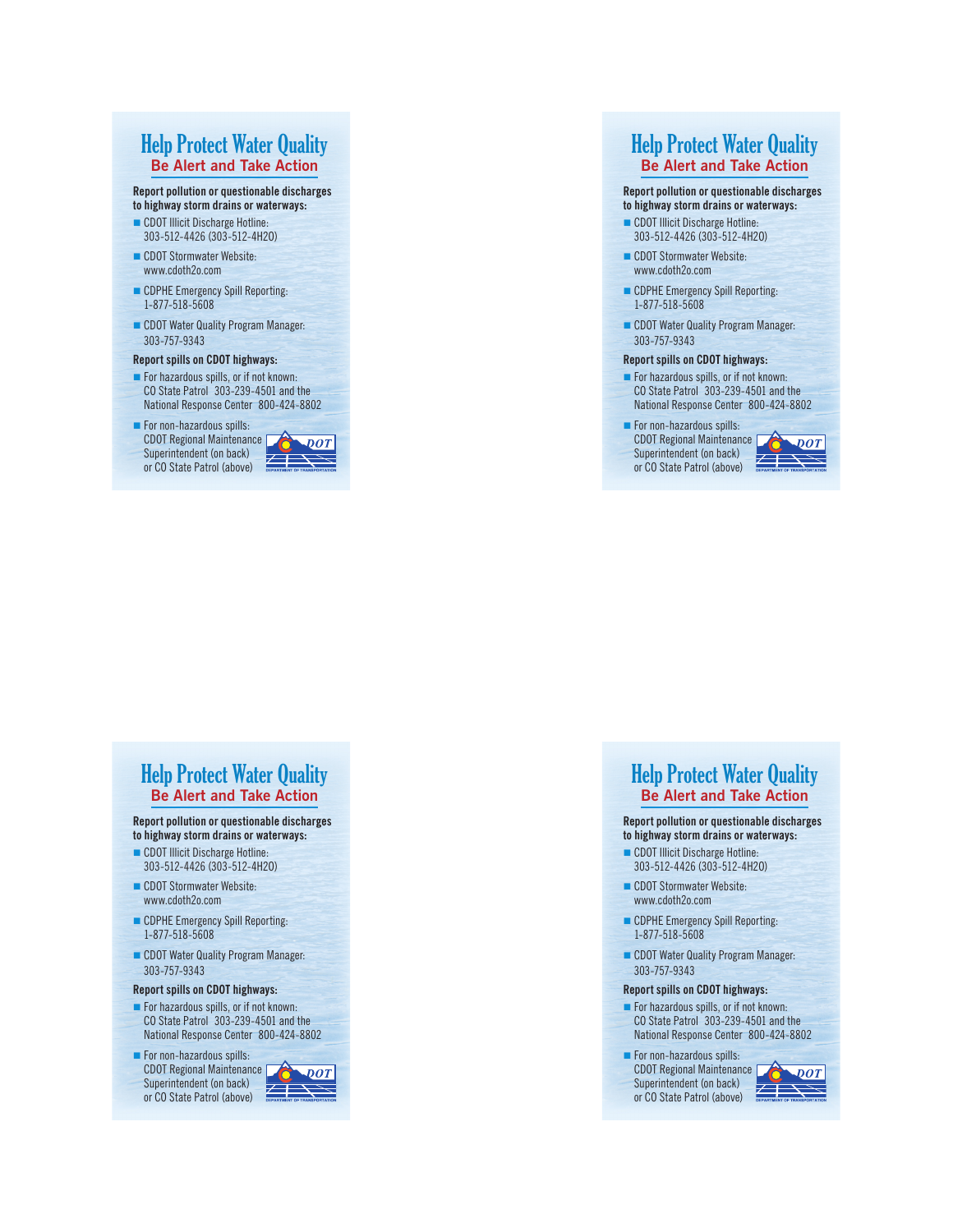# Help Protect Water Quality

## Be Alert and Take Action

**Report pollution or questionable discharges to highway storm drains or waterways:**

- CDOT Illicit Discharge Hotline: 303-512-4426 (303-512-4H2O)
- CDOT Stormwater Website: www.cdoth2o.com
- CDPHE Emergency Spill Reporting: 1-877-518-5608
- CDOT Water Quality Program Manager: 303-757-9343

**Report spills on CDOT highways:**

- For hazardous spills, or if not known: CO State Patrol 303-239-4501 and the National Response Center 800-424-8802
- For non-hazardous spills: CDOT Regional Maintenance Superintendent (on back) or CO State Patrol (above)

# Help Protect Water Quality

## Be Alert and Take Action

**Report pollution or questionable discharges to highway storm drains or waterways:**

- CDOT Illicit Discharge Hotline: 303-512-4426 (303-512-4H2O)
- CDOT Stormwater Website: www.cdoth2o.com
- CDPHE Emergency Spill Reporting: 1-877-518-5608
- CDOT Water Quality Program Manager: 303-757-9343

**Report spills on CDOT highways:**

- For hazardous spills, or if not known: CO State Patrol 303-239-4501 and the National Response Center 800-424-8802
- For non-hazardous spills: CDOT Regional Maintenance Superintendent (on back) or CO State Patrol (above)

# Help Protect Water Quality

## Be Alert and Take Action

**Report pollution or questionable discharges to highway storm drains or waterways:**

- CDOT Illicit Discharge Hotline: 303-512-4426 (303-512-4H2O)
- CDOT Stormwater Website: www.cdoth2o.com
- CDPHE Emergency Spill Reporting: 1-877-518-5608
- CDOT Water Quality Program Manager: 303-757-9343

**Report spills on CDOT highways:**

- For hazardous spills, or if not known: CO State Patrol 303-239-4501 and the National Response Center 800-424-8802
- For non-hazardous spills: CDOT Regional Maintenance Superintendent (on back) or CO State Patrol (above)

# Help Protect Water Quality

## Be Alert and Take Action

**Report pollution or questionable discharges to highway storm drains or waterways:**

- CDOT Illicit Discharge Hotline: 303-512-4426 (303-512-4H2O)
- CDOT Stormwater Website: www.cdoth2o.com
- CDPHE Emergency Spill Reporting: 1-877-518-5608
- CDOT Water Quality Program Manager: 303-757-9343

**Report spills on CDOT highways:**

- For hazardous spills, or if not known: CO State Patrol 303-239-4501 and the National Response Center 800-424-8802
- For non-hazardous spills: CDOT Regional Maintenance Superintendent (on back) or CO State Patrol (above)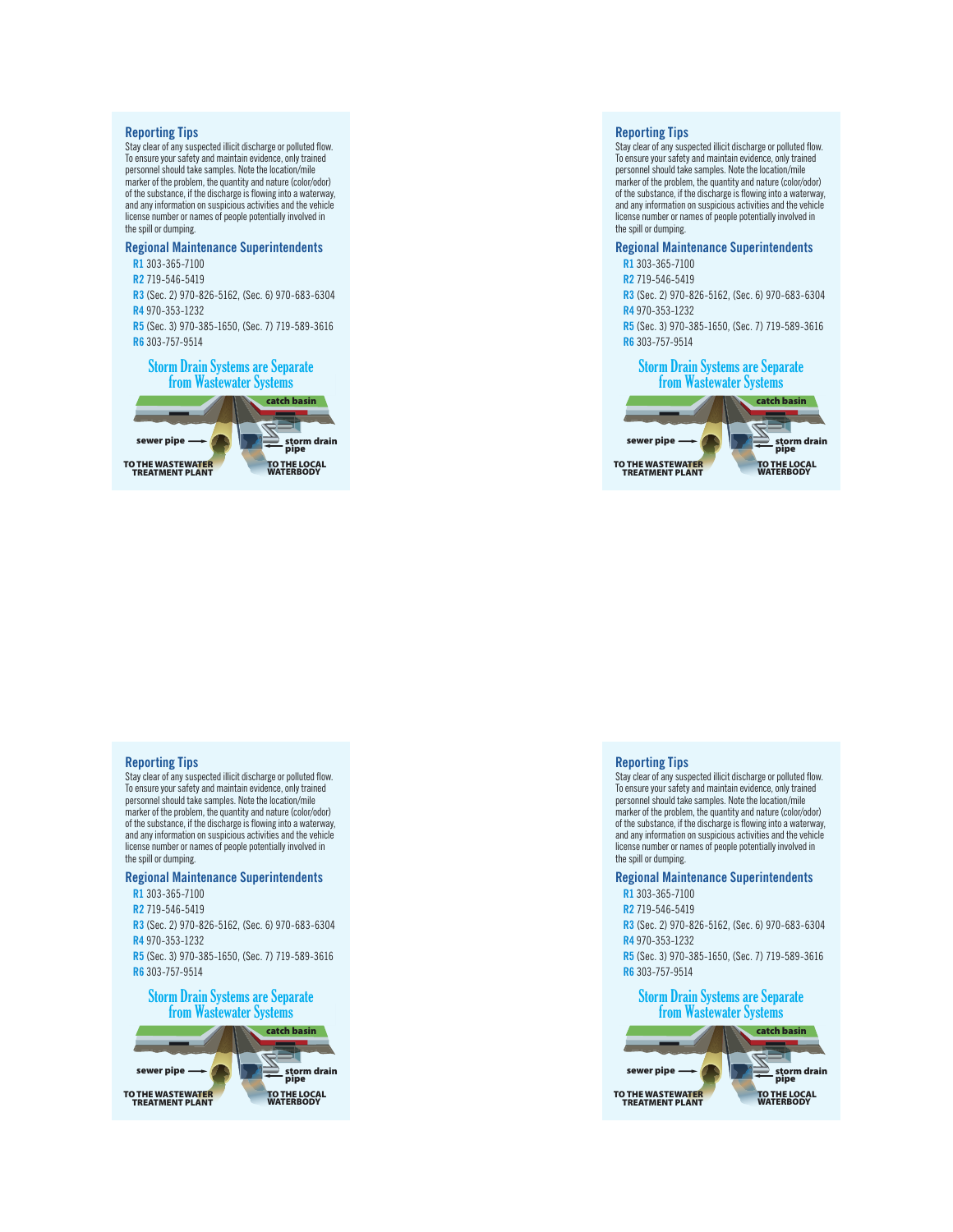## Reporting Tips

Stay clear of any suspected illicit discharge or polluted flow. To ensure your safety and maintain evidence, only trained personnel should take samples. Note the location/mile marker of the problem, the quantity and nature (color/odor) of the substance, if the discharge is flowing into a waterway, and any information on suspicious activities and the vehicle license number or names of people potentially involved in the spill or dumping.

## Regional Maintenance Superintendents

**R1** 303-365-7100

**R2** 719-546-5419

**R3** (Sec. 2) 970-826-5162, (Sec. 6) 970-683-6304

**R4** 970-353-1232

**R5** (Sec. 3) 970-385-1650, (Sec. 7) 719-589-3616

**R6** 303-757-9514

### Storm Drain Systems are Separate from Wastewater Systems

catch basin

sewer pipe

storm drain pipe

TO THE WASTEWATER TREATMENT PLANT

TO THE LOCAL WATERBODY

---

## Reporting Tips

Stay clear of any suspected illicit discharge or polluted flow. To ensure your safety and maintain evidence, only trained personnel should take samples. Note the location/mile marker of the problem, the quantity and nature (color/odor) of the substance, if the discharge is flowing into a waterway, and any information on suspicious activities and the vehicle license number or names of people potentially involved in the spill or dumping.

## Regional Maintenance Superintendents

**R1** 303-365-7100

**R2** 719-546-5419

**R3** (Sec. 2) 970-826-5162, (Sec. 6) 970-683-6304

**R4** 970-353-1232

**R5** (Sec. 3) 970-385-1650, (Sec. 7) 719-589-3616

**R6** 303-757-9514

### Storm Drain Systems are Separate from Wastewater Systems

catch basin

sewer pipe

storm drain pipe

TO THE WASTEWATER TREATMENT PLANT

TO THE LOCAL WATERBODY

---

## Reporting Tips

Stay clear of any suspected illicit discharge or polluted flow. To ensure your safety and maintain evidence, only trained personnel should take samples. Note the location/mile marker of the problem, the quantity and nature (color/odor) of the substance, if the discharge is flowing into a waterway, and any information on suspicious activities and the vehicle license number or names of people potentially involved in the spill or dumping.

## Regional Maintenance Superintendents

**R1** 303-365-7100

**R2** 719-546-5419

**R3** (Sec. 2) 970-826-5162, (Sec. 6) 970-683-6304

**R4** 970-353-1232

**R5** (Sec. 3) 970-385-1650, (Sec. 7) 719-589-3616

**R6** 303-757-9514

### Storm Drain Systems are Separate from Wastewater Systems

catch basin

sewer pipe

storm drain pipe

TO THE WASTEWATER TREATMENT PLANT

TO THE LOCAL WATERBODY

---

## Reporting Tips

Stay clear of any suspected illicit discharge or polluted flow. To ensure your safety and maintain evidence, only trained personnel should take samples. Note the location/mile marker of the problem, the quantity and nature (color/odor) of the substance, if the discharge is flowing into a waterway, and any information on suspicious activities and the vehicle license number or names of people potentially involved in the spill or dumping.

## Regional Maintenance Superintendents

**R1** 303-365-7100

**R2** 719-546-5419

**R3** (Sec. 2) 970-826-5162, (Sec. 6) 970-683-6304

**R4** 970-353-1232

**R5** (Sec. 3) 970-385-1650, (Sec. 7) 719-589-3616

**R6** 303-757-9514

### Storm Drain Systems are Separate from Wastewater Systems

catch basin

sewer pipe

storm drain pipe

TO THE WASTEWATER TREATMENT PLANT

TO THE LOCAL WATERBODY